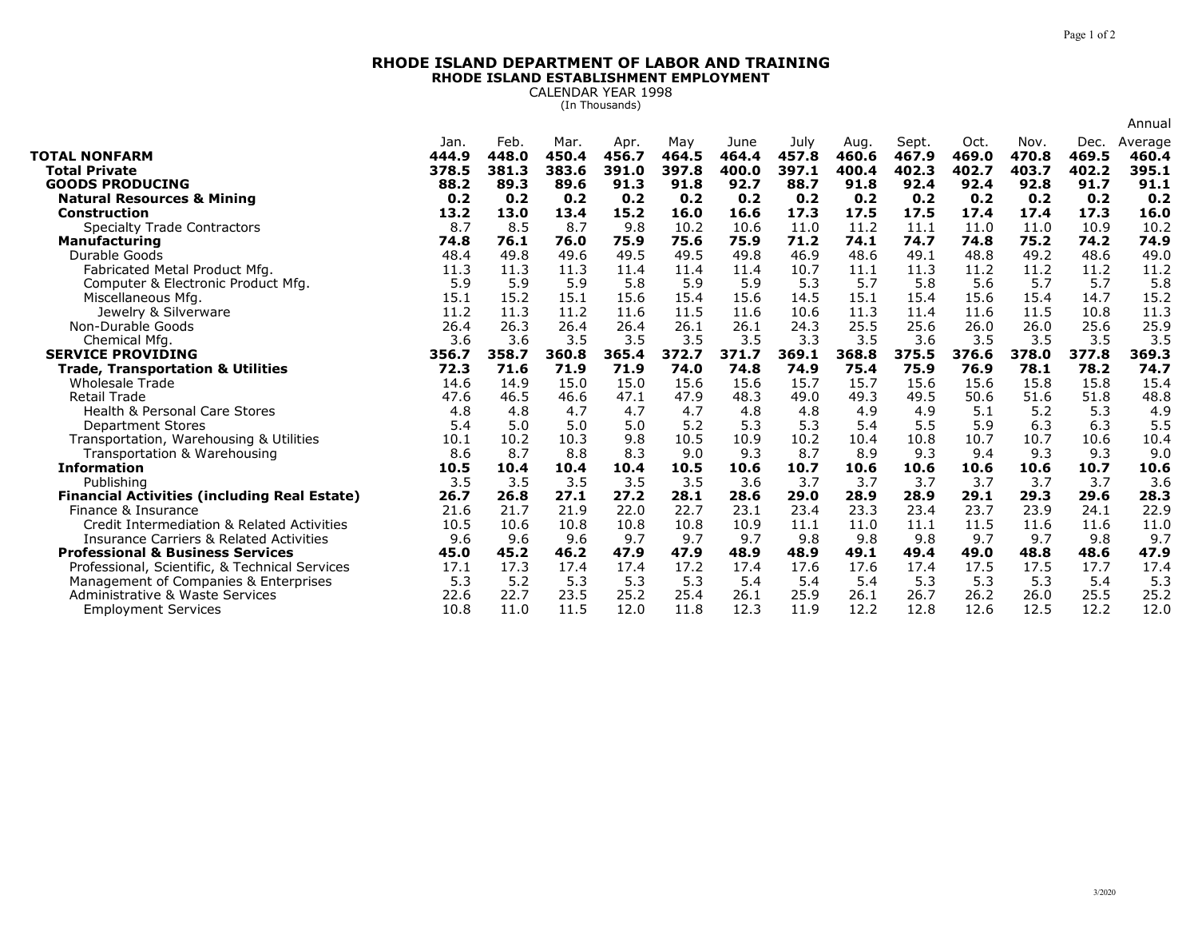# RHODE ISLAND DEPARTMENT OF LABOR AND TRAINING

## RHODE ISLAND ESTABLISHMENT EMPLOYMENT

CALENDAR YEAR 1998

(In Thousands)

| | Jan. | Feb. | Mar. | Apr. | May | June | July | Aug. | Sept. | Oct. | Nov. | Dec. | Annual Average |
|---|---|---|---|---|---|---|---|---|---|---|---|---|---|
| **TOTAL NONFARM** | **444.9** | **448.0** | **450.4** | **456.7** | **464.5** | **464.4** | **457.8** | **460.6** | **467.9** | **469.0** | **470.8** | **469.5** | **460.4** |
| **Total Private** | **378.5** | **381.3** | **383.6** | **391.0** | **397.8** | **400.0** | **397.1** | **400.4** | **402.3** | **402.7** | **403.7** | **402.2** | **395.1** |
| **GOODS PRODUCING** | **88.2** | **89.3** | **89.6** | **91.3** | **91.8** | **92.7** | **88.7** | **91.8** | **92.4** | **92.4** | **92.8** | **91.7** | **91.1** |
| **Natural Resources & Mining** | **0.2** | **0.2** | **0.2** | **0.2** | **0.2** | **0.2** | **0.2** | **0.2** | **0.2** | **0.2** | **0.2** | **0.2** | **0.2** |
| **Construction** | **13.2** | **13.0** | **13.4** | **15.2** | **16.0** | **16.6** | **17.3** | **17.5** | **17.5** | **17.4** | **17.4** | **17.3** | **16.0** |
| Specialty Trade Contractors | 8.7 | 8.5 | 8.7 | 9.8 | 10.2 | 10.6 | 11.0 | 11.2 | 11.1 | 11.0 | 11.0 | 10.9 | 10.2 |
| **Manufacturing** | **74.8** | **76.1** | **76.0** | **75.9** | **75.6** | **75.9** | **71.2** | **74.1** | **74.7** | **74.8** | **75.2** | **74.2** | **74.9** |
| Durable Goods | 48.4 | 49.8 | 49.6 | 49.5 | 49.5 | 49.8 | 46.9 | 48.6 | 49.1 | 48.8 | 49.2 | 48.6 | 49.0 |
| Fabricated Metal Product Mfg. | 11.3 | 11.3 | 11.3 | 11.4 | 11.4 | 11.4 | 10.7 | 11.1 | 11.3 | 11.2 | 11.2 | 11.2 | 11.2 |
| Computer & Electronic Product Mfg. | 5.9 | 5.9 | 5.9 | 5.8 | 5.9 | 5.9 | 5.3 | 5.7 | 5.8 | 5.6 | 5.7 | 5.7 | 5.8 |
| Miscellaneous Mfg. | 15.1 | 15.2 | 15.1 | 15.6 | 15.4 | 15.6 | 14.5 | 15.1 | 15.4 | 15.6 | 15.4 | 14.7 | 15.2 |
| Jewelry & Silverware | 11.2 | 11.3 | 11.2 | 11.6 | 11.5 | 11.6 | 10.6 | 11.3 | 11.4 | 11.6 | 11.5 | 10.8 | 11.3 |
| Non-Durable Goods | 26.4 | 26.3 | 26.4 | 26.4 | 26.1 | 26.1 | 24.3 | 25.5 | 25.6 | 26.0 | 26.0 | 25.6 | 25.9 |
| Chemical Mfg. | 3.6 | 3.6 | 3.5 | 3.5 | 3.5 | 3.5 | 3.3 | 3.5 | 3.6 | 3.5 | 3.5 | 3.5 | 3.5 |
| **SERVICE PROVIDING** | **356.7** | **358.7** | **360.8** | **365.4** | **372.7** | **371.7** | **369.1** | **368.8** | **375.5** | **376.6** | **378.0** | **377.8** | **369.3** |
| **Trade, Transportation & Utilities** | **72.3** | **71.6** | **71.9** | **71.9** | **74.0** | **74.8** | **74.9** | **75.4** | **75.9** | **76.9** | **78.1** | **78.2** | **74.7** |
| Wholesale Trade | 14.6 | 14.9 | 15.0 | 15.0 | 15.6 | 15.6 | 15.7 | 15.7 | 15.6 | 15.6 | 15.8 | 15.8 | 15.4 |
| Retail Trade | 47.6 | 46.5 | 46.6 | 47.1 | 47.9 | 48.3 | 49.0 | 49.3 | 49.5 | 50.6 | 51.6 | 51.8 | 48.8 |
| Health & Personal Care Stores | 4.8 | 4.8 | 4.7 | 4.7 | 4.7 | 4.8 | 4.8 | 4.9 | 4.9 | 5.1 | 5.2 | 5.3 | 4.9 |
| Department Stores | 5.4 | 5.0 | 5.0 | 5.0 | 5.2 | 5.3 | 5.3 | 5.4 | 5.5 | 5.9 | 6.3 | 6.3 | 5.5 |
| Transportation, Warehousing & Utilities | 10.1 | 10.2 | 10.3 | 9.8 | 10.5 | 10.9 | 10.2 | 10.4 | 10.8 | 10.7 | 10.7 | 10.6 | 10.4 |
| Transportation & Warehousing | 8.6 | 8.7 | 8.8 | 8.3 | 9.0 | 9.3 | 8.7 | 8.9 | 9.3 | 9.4 | 9.3 | 9.3 | 9.0 |
| **Information** | **10.5** | **10.4** | **10.4** | **10.4** | **10.5** | **10.6** | **10.7** | **10.6** | **10.6** | **10.6** | **10.6** | **10.7** | **10.6** |
| Publishing | 3.5 | 3.5 | 3.5 | 3.5 | 3.5 | 3.6 | 3.7 | 3.7 | 3.7 | 3.7 | 3.7 | 3.7 | 3.6 |
| **Financial Activities (including Real Estate)** | **26.7** | **26.8** | **27.1** | **27.2** | **28.1** | **28.6** | **29.0** | **28.9** | **28.9** | **29.1** | **29.3** | **29.6** | **28.3** |
| Finance & Insurance | 21.6 | 21.7 | 21.9 | 22.0 | 22.7 | 23.1 | 23.4 | 23.3 | 23.4 | 23.7 | 23.9 | 24.1 | 22.9 |
| Credit Intermediation & Related Activities | 10.5 | 10.6 | 10.8 | 10.8 | 10.8 | 10.9 | 11.1 | 11.0 | 11.1 | 11.5 | 11.6 | 11.6 | 11.0 |
| Insurance Carriers & Related Activities | 9.6 | 9.6 | 9.6 | 9.7 | 9.7 | 9.7 | 9.8 | 9.8 | 9.8 | 9.7 | 9.7 | 9.8 | 9.7 |
| **Professional & Business Services** | **45.0** | **45.2** | **46.2** | **47.9** | **47.9** | **48.9** | **48.9** | **49.1** | **49.4** | **49.0** | **48.8** | **48.6** | **47.9** |
| Professional, Scientific, & Technical Services | 17.1 | 17.3 | 17.4 | 17.4 | 17.2 | 17.4 | 17.6 | 17.6 | 17.4 | 17.5 | 17.5 | 17.7 | 17.4 |
| Management of Companies & Enterprises | 5.3 | 5.2 | 5.3 | 5.3 | 5.3 | 5.4 | 5.4 | 5.4 | 5.3 | 5.3 | 5.3 | 5.4 | 5.3 |
| Administrative & Waste Services | 22.6 | 22.7 | 23.5 | 25.2 | 25.4 | 26.1 | 25.9 | 26.1 | 26.7 | 26.2 | 26.0 | 25.5 | 25.2 |
| Employment Services | 10.8 | 11.0 | 11.5 | 12.0 | 11.8 | 12.3 | 11.9 | 12.2 | 12.8 | 12.6 | 12.5 | 12.2 | 12.0 |

3/2020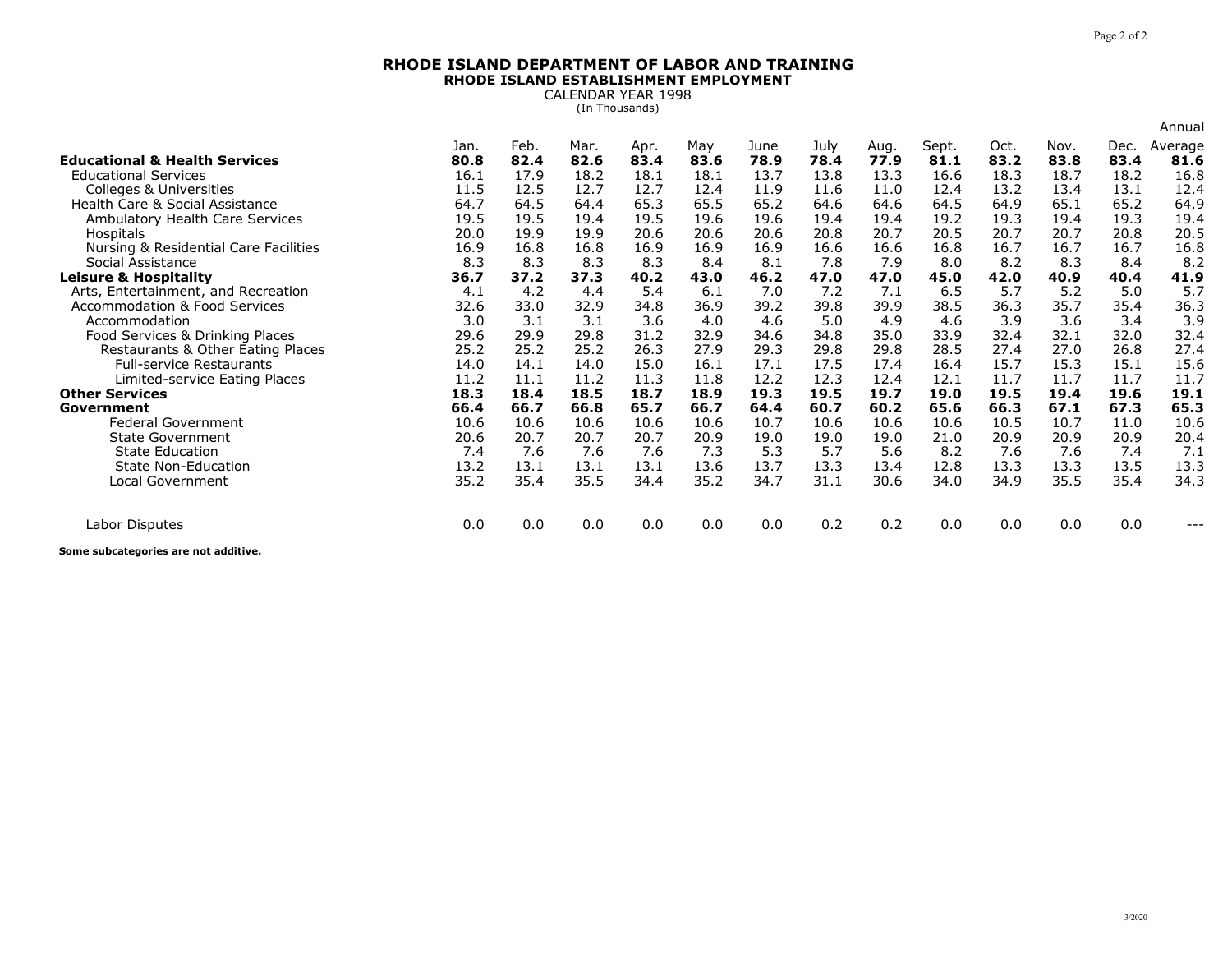# RHODE ISLAND DEPARTMENT OF LABOR AND TRAINING
## RHODE ISLAND ESTABLISHMENT EMPLOYMENT
CALENDAR YEAR 1998
(In Thousands)

| | Jan. | Feb. | Mar. | Apr. | May | June | July | Aug. | Sept. | Oct. | Nov. | Dec. | Annual Average |
|---|---|---|---|---|---|---|---|---|---|---|---|---|---|
| **Educational & Health Services** | **80.8** | **82.4** | **82.6** | **83.4** | **83.6** | **78.9** | **78.4** | **77.9** | **81.1** | **83.2** | **83.8** | **83.4** | **81.6** |
| Educational Services | 16.1 | 17.9 | 18.2 | 18.1 | 18.1 | 13.7 | 13.8 | 13.3 | 16.6 | 18.3 | 18.7 | 18.2 | 16.8 |
| Colleges & Universities | 11.5 | 12.5 | 12.7 | 12.7 | 12.4 | 11.9 | 11.6 | 11.0 | 12.4 | 13.2 | 13.4 | 13.1 | 12.4 |
| Health Care & Social Assistance | 64.7 | 64.5 | 64.4 | 65.3 | 65.5 | 65.2 | 64.6 | 64.6 | 64.5 | 64.9 | 65.1 | 65.2 | 64.9 |
| Ambulatory Health Care Services | 19.5 | 19.5 | 19.4 | 19.5 | 19.6 | 19.6 | 19.4 | 19.4 | 19.2 | 19.3 | 19.4 | 19.3 | 19.4 |
| Hospitals | 20.0 | 19.9 | 19.9 | 20.6 | 20.6 | 20.6 | 20.8 | 20.7 | 20.5 | 20.7 | 20.7 | 20.8 | 20.5 |
| Nursing & Residential Care Facilities | 16.9 | 16.8 | 16.8 | 16.9 | 16.9 | 16.9 | 16.6 | 16.6 | 16.8 | 16.7 | 16.7 | 16.7 | 16.8 |
| Social Assistance | 8.3 | 8.3 | 8.3 | 8.3 | 8.4 | 8.1 | 7.8 | 7.9 | 8.0 | 8.2 | 8.3 | 8.4 | 8.2 |
| **Leisure & Hospitality** | **36.7** | **37.2** | **37.3** | **40.2** | **43.0** | **46.2** | **47.0** | **47.0** | **45.0** | **42.0** | **40.9** | **40.4** | **41.9** |
| Arts, Entertainment, and Recreation | 4.1 | 4.2 | 4.4 | 5.4 | 6.1 | 7.0 | 7.2 | 7.1 | 6.5 | 5.7 | 5.2 | 5.0 | 5.7 |
| Accommodation & Food Services | 32.6 | 33.0 | 32.9 | 34.8 | 36.9 | 39.2 | 39.8 | 39.9 | 38.5 | 36.3 | 35.7 | 35.4 | 36.3 |
| Accommodation | 3.0 | 3.1 | 3.1 | 3.6 | 4.0 | 4.6 | 5.0 | 4.9 | 4.6 | 3.9 | 3.6 | 3.4 | 3.9 |
| Food Services & Drinking Places | 29.6 | 29.9 | 29.8 | 31.2 | 32.9 | 34.6 | 34.8 | 35.0 | 33.9 | 32.4 | 32.1 | 32.0 | 32.4 |
| Restaurants & Other Eating Places | 25.2 | 25.2 | 25.2 | 26.3 | 27.9 | 29.3 | 29.8 | 29.8 | 28.5 | 27.4 | 27.0 | 26.8 | 27.4 |
| Full-service Restaurants | 14.0 | 14.1 | 14.0 | 15.0 | 16.1 | 17.1 | 17.5 | 17.4 | 16.4 | 15.7 | 15.3 | 15.1 | 15.6 |
| Limited-service Eating Places | 11.2 | 11.1 | 11.2 | 11.3 | 11.8 | 12.2 | 12.3 | 12.4 | 12.1 | 11.7 | 11.7 | 11.7 | 11.7 |
| **Other Services** | **18.3** | **18.4** | **18.5** | **18.7** | **18.9** | **19.3** | **19.5** | **19.7** | **19.0** | **19.5** | **19.4** | **19.6** | **19.1** |
| **Government** | **66.4** | **66.7** | **66.8** | **65.7** | **66.7** | **64.4** | **60.7** | **60.2** | **65.6** | **66.3** | **67.1** | **67.3** | **65.3** |
| Federal Government | 10.6 | 10.6 | 10.6 | 10.6 | 10.6 | 10.7 | 10.6 | 10.6 | 10.6 | 10.5 | 10.7 | 11.0 | 10.6 |
| State Government | 20.6 | 20.7 | 20.7 | 20.7 | 20.9 | 19.0 | 19.0 | 19.0 | 21.0 | 20.9 | 20.9 | 20.9 | 20.4 |
| State Education | 7.4 | 7.6 | 7.6 | 7.6 | 7.3 | 5.3 | 5.7 | 5.6 | 8.2 | 7.6 | 7.6 | 7.4 | 7.1 |
| State Non-Education | 13.2 | 13.1 | 13.1 | 13.1 | 13.6 | 13.7 | 13.3 | 13.4 | 12.8 | 13.3 | 13.3 | 13.5 | 13.3 |
| Local Government | 35.2 | 35.4 | 35.5 | 34.4 | 35.2 | 34.7 | 31.1 | 30.6 | 34.0 | 34.9 | 35.5 | 35.4 | 34.3 |
| Labor Disputes | 0.0 | 0.0 | 0.0 | 0.0 | 0.0 | 0.0 | 0.2 | 0.2 | 0.0 | 0.0 | 0.0 | 0.0 | --- |

**Some subcategories are not additive.**

3/2020